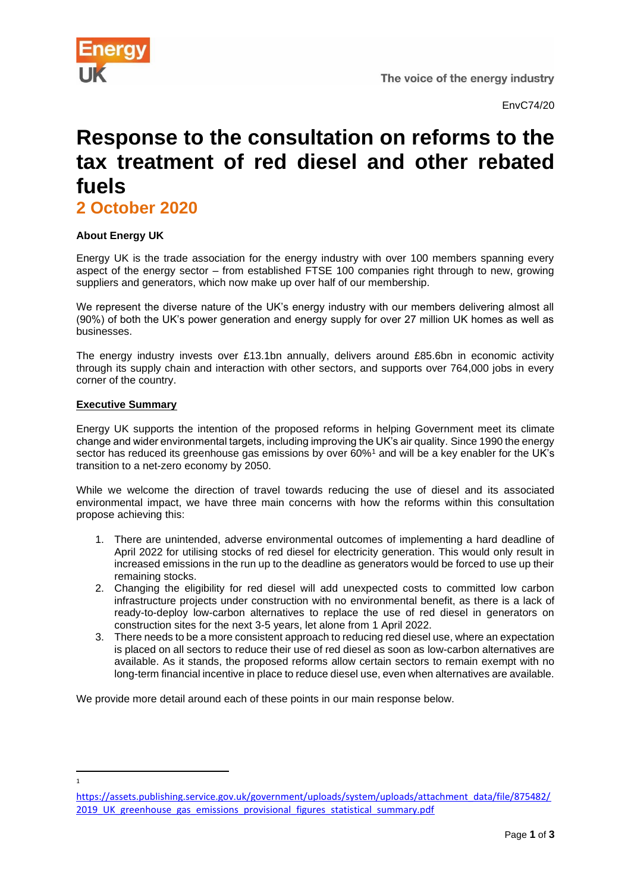EnvC74/20

# Response to the consultation on reforms to the tax treatment of red diesel and other rebated fuels

## 2 October 2020

**About Energy UK**

Energy UK is the trade association for the energy industry with over 100 members spanning every aspect of the energy sector – from established FTSE 100 companies right through to new, growing suppliers and generators, which now make up over half of our membership.

We represent the diverse nature of the UK's energy industry with our members delivering almost all (90%) of both the UK's power generation and energy supply for over 27 million UK homes as well as businesses.

The energy industry invests over £13.1bn annually, delivers around £85.6bn in economic activity through its supply chain and interaction with other sectors, and supports over 764,000 jobs in every corner of the country.

**Executive Summary**

Energy UK supports the intention of the proposed reforms in helping Government meet its climate change and wider environmental targets, including improving the UK's air quality. Since 1990 the energy sector has reduced its greenhouse gas emissions by over 60%[1] and will be a key enabler for the UK's transition to a net-zero economy by 2050.

While we welcome the direction of travel towards reducing the use of diesel and its associated environmental impact, we have three main concerns with how the reforms within this consultation propose achieving this:

1. There are unintended, adverse environmental outcomes of implementing a hard deadline of April 2022 for utilising stocks of red diesel for electricity generation. This would only result in increased emissions in the run up to the deadline as generators would be forced to use up their remaining stocks.
2. Changing the eligibility for red diesel will add unexpected costs to committed low carbon infrastructure projects under construction with no environmental benefit, as there is a lack of ready-to-deploy low-carbon alternatives to replace the use of red diesel in generators on construction sites for the next 3-5 years, let alone from 1 April 2022.
3. There needs to be a more consistent approach to reducing red diesel use, where an expectation is placed on all sectors to reduce their use of red diesel as soon as low-carbon alternatives are available. As it stands, the proposed reforms allow certain sectors to remain exempt with no long-term financial incentive in place to reduce diesel use, even when alternatives are available.

We provide more detail around each of these points in our main response below.

---

[1] https://assets.publishing.service.gov.uk/government/uploads/system/uploads/attachment_data/file/875482/2019_UK_greenhouse_gas_emissions_provisional_figures_statistical_summary.pdf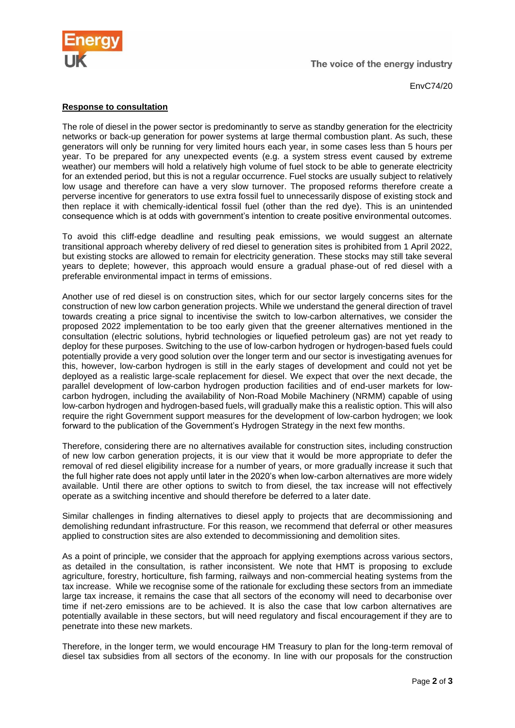EnvC74/20

**Response to consultation**

The role of diesel in the power sector is predominantly to serve as standby generation for the electricity networks or back-up generation for power systems at large thermal combustion plant. As such, these generators will only be running for very limited hours each year, in some cases less than 5 hours per year. To be prepared for any unexpected events (e.g. a system stress event caused by extreme weather) our members will hold a relatively high volume of fuel stock to be able to generate electricity for an extended period, but this is not a regular occurrence. Fuel stocks are usually subject to relatively low usage and therefore can have a very slow turnover. The proposed reforms therefore create a perverse incentive for generators to use extra fossil fuel to unnecessarily dispose of existing stock and then replace it with chemically-identical fossil fuel (other than the red dye). This is an unintended consequence which is at odds with government's intention to create positive environmental outcomes.

To avoid this cliff-edge deadline and resulting peak emissions, we would suggest an alternate transitional approach whereby delivery of red diesel to generation sites is prohibited from 1 April 2022, but existing stocks are allowed to remain for electricity generation. These stocks may still take several years to deplete; however, this approach would ensure a gradual phase-out of red diesel with a preferable environmental impact in terms of emissions.

Another use of red diesel is on construction sites, which for our sector largely concerns sites for the construction of new low carbon generation projects. While we understand the general direction of travel towards creating a price signal to incentivise the switch to low-carbon alternatives, we consider the proposed 2022 implementation to be too early given that the greener alternatives mentioned in the consultation (electric solutions, hybrid technologies or liquefied petroleum gas) are not yet ready to deploy for these purposes. Switching to the use of low-carbon hydrogen or hydrogen-based fuels could potentially provide a very good solution over the longer term and our sector is investigating avenues for this, however, low-carbon hydrogen is still in the early stages of development and could not yet be deployed as a realistic large-scale replacement for diesel. We expect that over the next decade, the parallel development of low-carbon hydrogen production facilities and of end-user markets for low-carbon hydrogen, including the availability of Non-Road Mobile Machinery (NRMM) capable of using low-carbon hydrogen and hydrogen-based fuels, will gradually make this a realistic option. This will also require the right Government support measures for the development of low-carbon hydrogen; we look forward to the publication of the Government's Hydrogen Strategy in the next few months.

Therefore, considering there are no alternatives available for construction sites, including construction of new low carbon generation projects, it is our view that it would be more appropriate to defer the removal of red diesel eligibility increase for a number of years, or more gradually increase it such that the full higher rate does not apply until later in the 2020's when low-carbon alternatives are more widely available. Until there are other options to switch to from diesel, the tax increase will not effectively operate as a switching incentive and should therefore be deferred to a later date.

Similar challenges in finding alternatives to diesel apply to projects that are decommissioning and demolishing redundant infrastructure. For this reason, we recommend that deferral or other measures applied to construction sites are also extended to decommissioning and demolition sites.

As a point of principle, we consider that the approach for applying exemptions across various sectors, as detailed in the consultation, is rather inconsistent. We note that HMT is proposing to exclude agriculture, forestry, horticulture, fish farming, railways and non-commercial heating systems from the tax increase. While we recognise some of the rationale for excluding these sectors from an immediate large tax increase, it remains the case that all sectors of the economy will need to decarbonise over time if net-zero emissions are to be achieved. It is also the case that low carbon alternatives are potentially available in these sectors, but will need regulatory and fiscal encouragement if they are to penetrate into these new markets.

Therefore, in the longer term, we would encourage HM Treasury to plan for the long-term removal of diesel tax subsidies from all sectors of the economy. In line with our proposals for the construction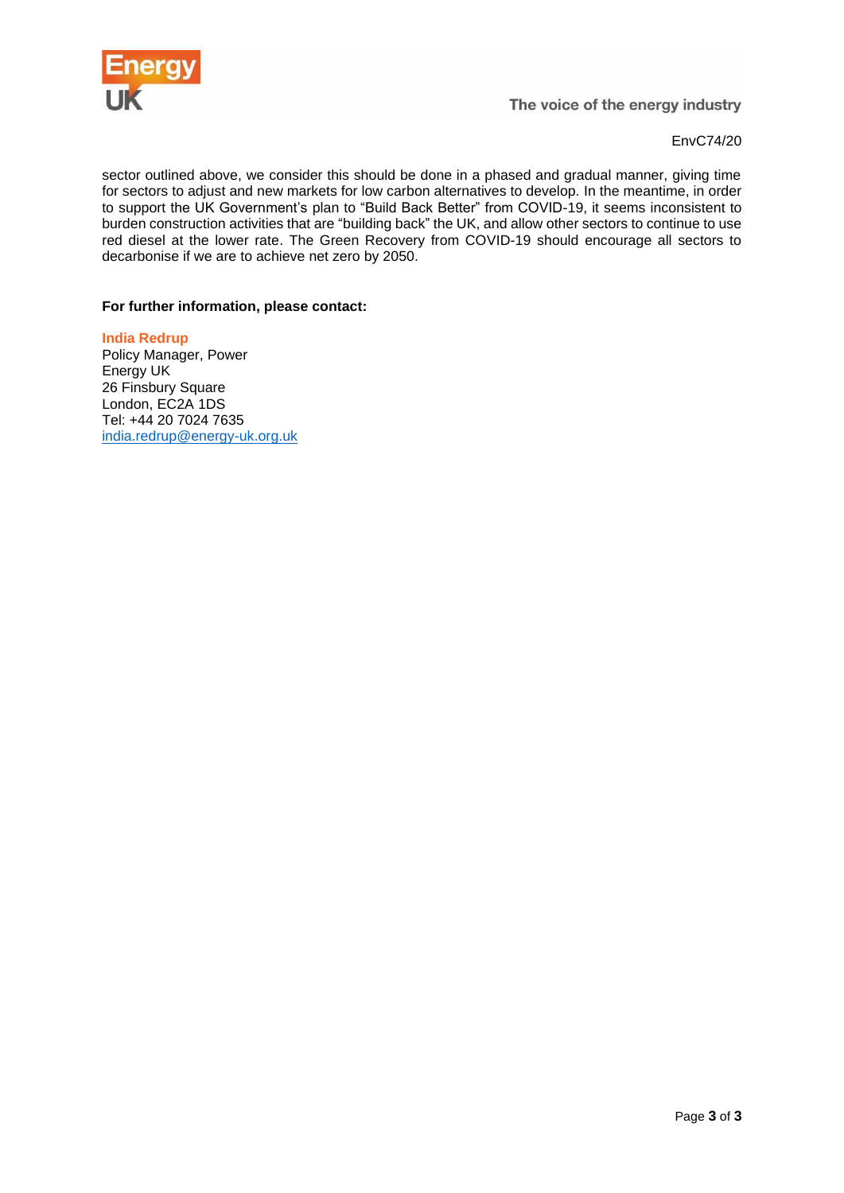sector outlined above, we consider this should be done in a phased and gradual manner, giving time for sectors to adjust and new markets for low carbon alternatives to develop. In the meantime, in order to support the UK Government's plan to "Build Back Better" from COVID-19, it seems inconsistent to burden construction activities that are "building back" the UK, and allow other sectors to continue to use red diesel at the lower rate. The Green Recovery from COVID-19 should encourage all sectors to decarbonise if we are to achieve net zero by 2050.

**For further information, please contact:**

**India Redrup**
Policy Manager, Power
Energy UK
26 Finsbury Square
London, EC2A 1DS
Tel: +44 20 7024 7635
india.redrup@energy-uk.org.uk